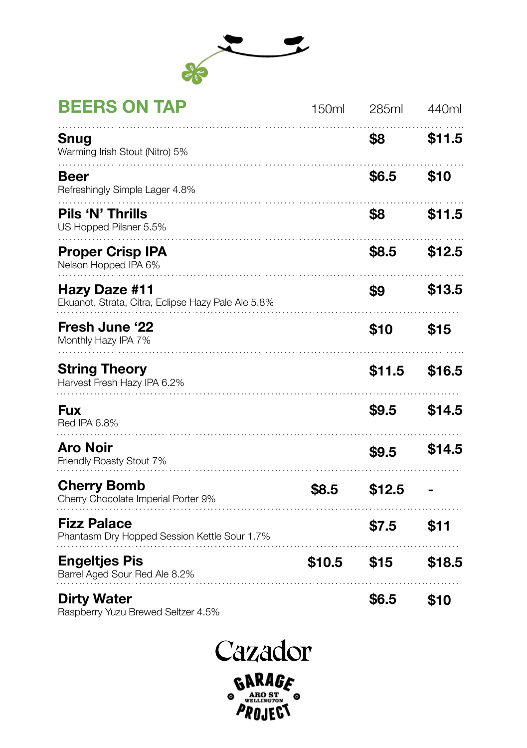## BEERS ON TAP

| | 150ml | 285ml | 440ml |
|---|---|---|---|
| **Snug**<br>Warming Irish Stout (Nitro) 5% | | **$8** | **$11.5** |
| **Beer**<br>Refreshingly Simple Lager 4.8% | | **$6.5** | **$10** |
| **Pils 'N' Thrills**<br>US Hopped Pilsner 5.5% | | **$8** | **$11.5** |
| **Proper Crisp IPA**<br>Nelson Hopped IPA 6% | | **$8.5** | **$12.5** |
| **Hazy Daze #11**<br>Ekuanot, Strata, Citra, Eclipse Hazy Pale Ale 5.8% | | **$9** | **$13.5** |
| **Fresh June '22**<br>Monthly Hazy IPA 7% | | **$10** | **$15** |
| **String Theory**<br>Harvest Fresh Hazy IPA 6.2% | | **$11.5** | **$16.5** |
| **Fux**<br>Red IPA 6.8% | | **$9.5** | **$14.5** |
| **Aro Noir**<br>Friendly Roasty Stout 7% | | **$9.5** | **$14.5** |
| **Cherry Bomb**<br>Cherry Chocolate Imperial Porter 9% | **$8.5** | **$12.5** | **-** |
| **Fizz Palace**<br>Phantasm Dry Hopped Session Kettle Sour 1.7% | | **$7.5** | **$11** |
| **Engeltjes Pis**<br>Barrel Aged Sour Red Ale 8.2% | **$10.5** | **$15** | **$18.5** |
| **Dirty Water**<br>Raspberry Yuzu Brewed Seltzer 4.5% | | **$6.5** | **$10** |

Cazador

GARAGE PROJECT
ARO ST WELLINGTON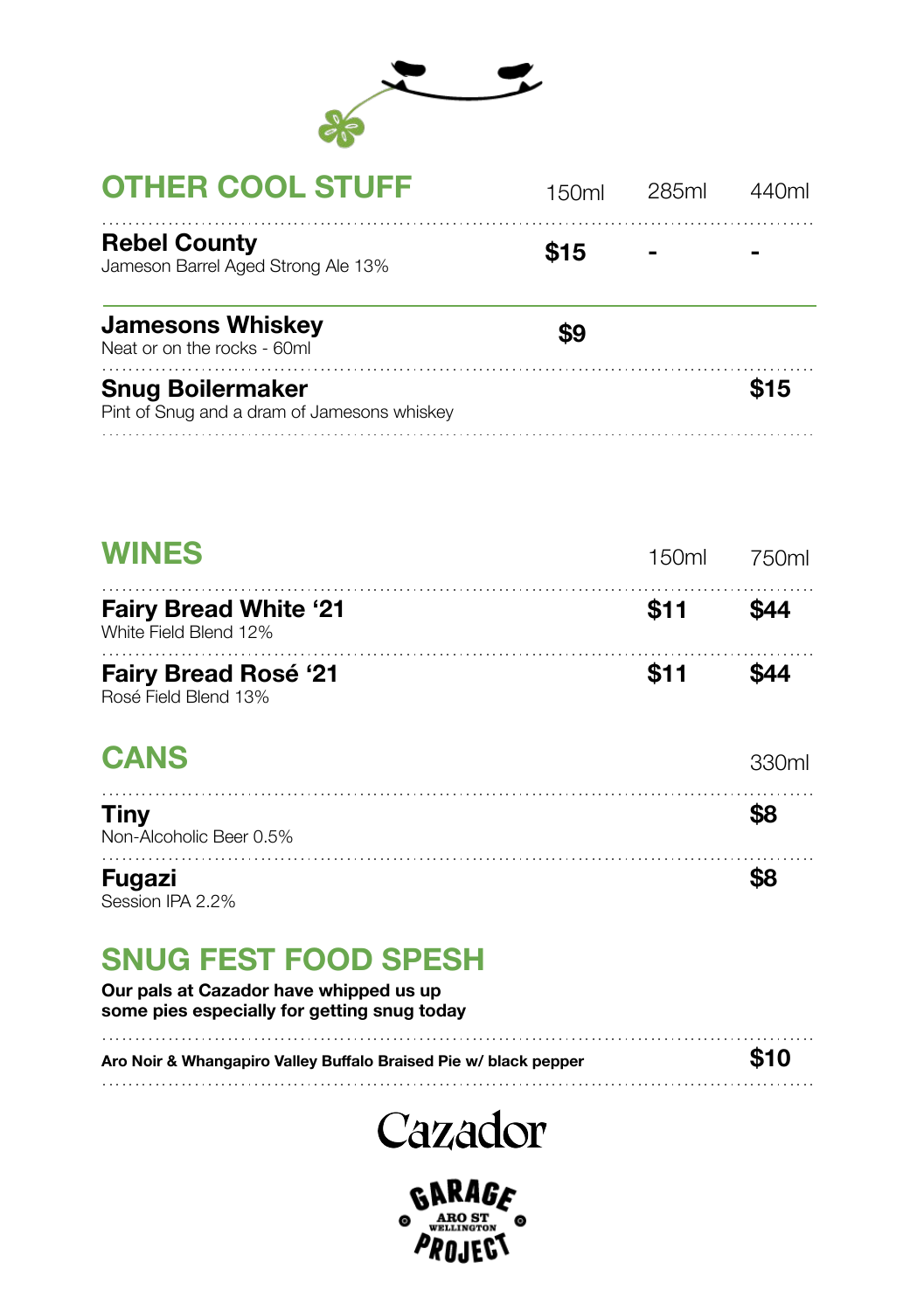## OTHER COOL STUFF

| | 150ml | 285ml | 440ml |
|---|---|---|---|
| **Rebel County**<br>Jameson Barrel Aged Strong Ale 13% | **$15** | **-** | **-** |
| **Jamesons Whiskey**<br>Neat or on the rocks - 60ml | **$9** | | |
| **Snug Boilermaker**<br>Pint of Snug and a dram of Jamesons whiskey | | | **$15** |

## WINES

| | 150ml | 750ml |
|---|---|---|
| **Fairy Bread White '21**<br>White Field Blend 12% | **$11** | **$44** |
| **Fairy Bread Rosé '21**<br>Rosé Field Blend 13% | **$11** | **$44** |

## CANS

| | 330ml |
|---|---|
| **Tiny**<br>Non-Alcoholic Beer 0.5% | **$8** |
| **Fugazi**<br>Session IPA 2.2% | **$8** |

## SNUG FEST FOOD SPESH

**Our pals at Cazador have whipped us up some pies especially for getting snug today**

| | |
|---|---|
| **Aro Noir & Whangapiro Valley Buffalo Braised Pie w/ black pepper** | **$10** |

Cazador

GARAGE PROJECT
ARO ST WELLINGTON